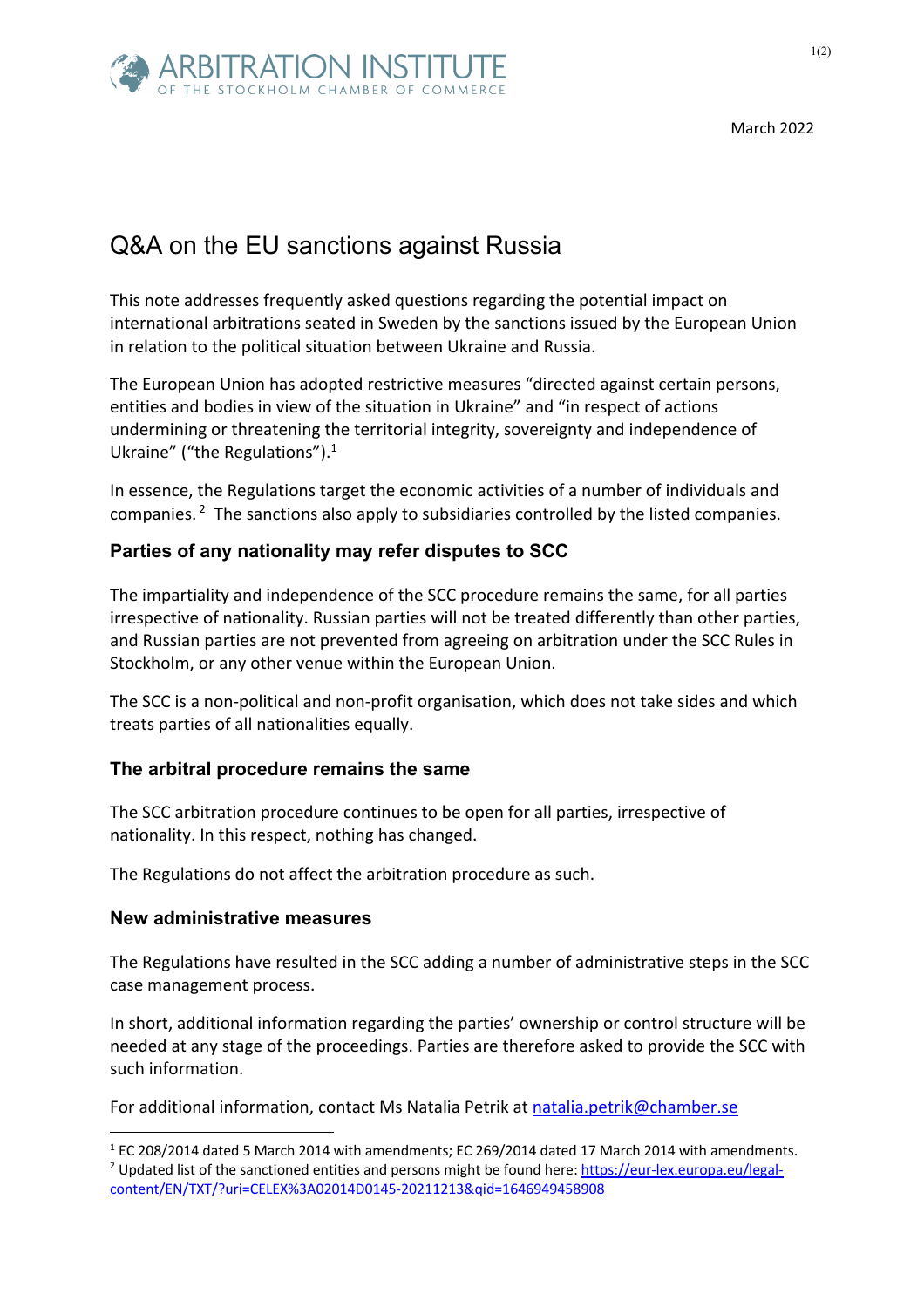ARBITRATION INSTITUTE
OF THE STOCKHOLM CHAMBER OF COMMERCE

March 2022

# Q&A on the EU sanctions against Russia

This note addresses frequently asked questions regarding the potential impact on international arbitrations seated in Sweden by the sanctions issued by the European Union in relation to the political situation between Ukraine and Russia.

The European Union has adopted restrictive measures "directed against certain persons, entities and bodies in view of the situation in Ukraine" and "in respect of actions undermining or threatening the territorial integrity, sovereignty and independence of Ukraine" ("the Regulations").[1]

In essence, the Regulations target the economic activities of a number of individuals and companies.[2] The sanctions also apply to subsidiaries controlled by the listed companies.

### Parties of any nationality may refer disputes to SCC

The impartiality and independence of the SCC procedure remains the same, for all parties irrespective of nationality. Russian parties will not be treated differently than other parties, and Russian parties are not prevented from agreeing on arbitration under the SCC Rules in Stockholm, or any other venue within the European Union.

The SCC is a non-political and non-profit organisation, which does not take sides and which treats parties of all nationalities equally.

### The arbitral procedure remains the same

The SCC arbitration procedure continues to be open for all parties, irrespective of nationality. In this respect, nothing has changed.

The Regulations do not affect the arbitration procedure as such.

### New administrative measures

The Regulations have resulted in the SCC adding a number of administrative steps in the SCC case management process.

In short, additional information regarding the parties' ownership or control structure will be needed at any stage of the proceedings. Parties are therefore asked to provide the SCC with such information.

For additional information, contact Ms Natalia Petrik at natalia.petrik@chamber.se

---

[1] EC 208/2014 dated 5 March 2014 with amendments; EC 269/2014 dated 17 March 2014 with amendments.

[2] Updated list of the sanctioned entities and persons might be found here: https://eur-lex.europa.eu/legal-content/EN/TXT/?uri=CELEX%3A02014D0145-20211213&qid=1646949458908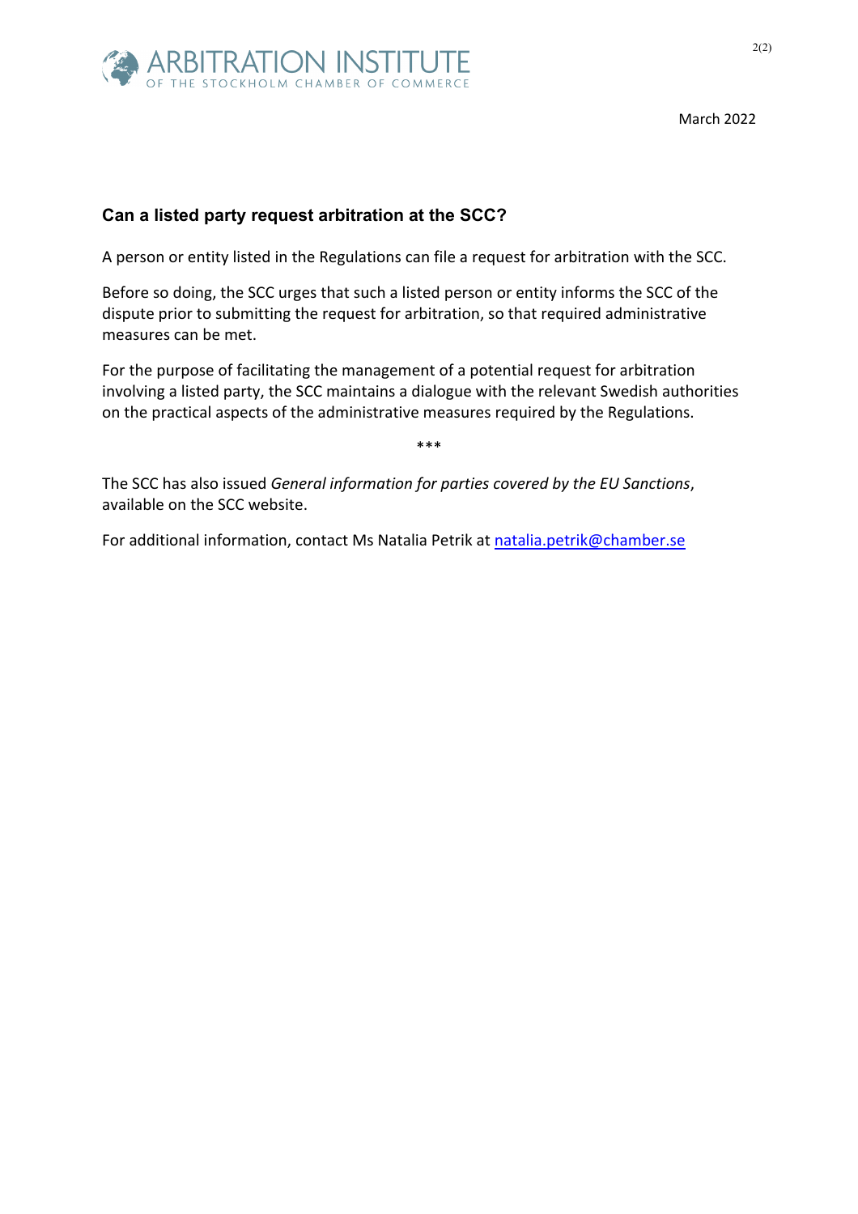March 2022

## Can a listed party request arbitration at the SCC?

A person or entity listed in the Regulations can file a request for arbitration with the SCC.

Before so doing, the SCC urges that such a listed person or entity informs the SCC of the dispute prior to submitting the request for arbitration, so that required administrative measures can be met.

For the purpose of facilitating the management of a potential request for arbitration involving a listed party, the SCC maintains a dialogue with the relevant Swedish authorities on the practical aspects of the administrative measures required by the Regulations.

***

The SCC has also issued *General information for parties covered by the EU Sanctions*, available on the SCC website.

For additional information, contact Ms Natalia Petrik at natalia.petrik@chamber.se